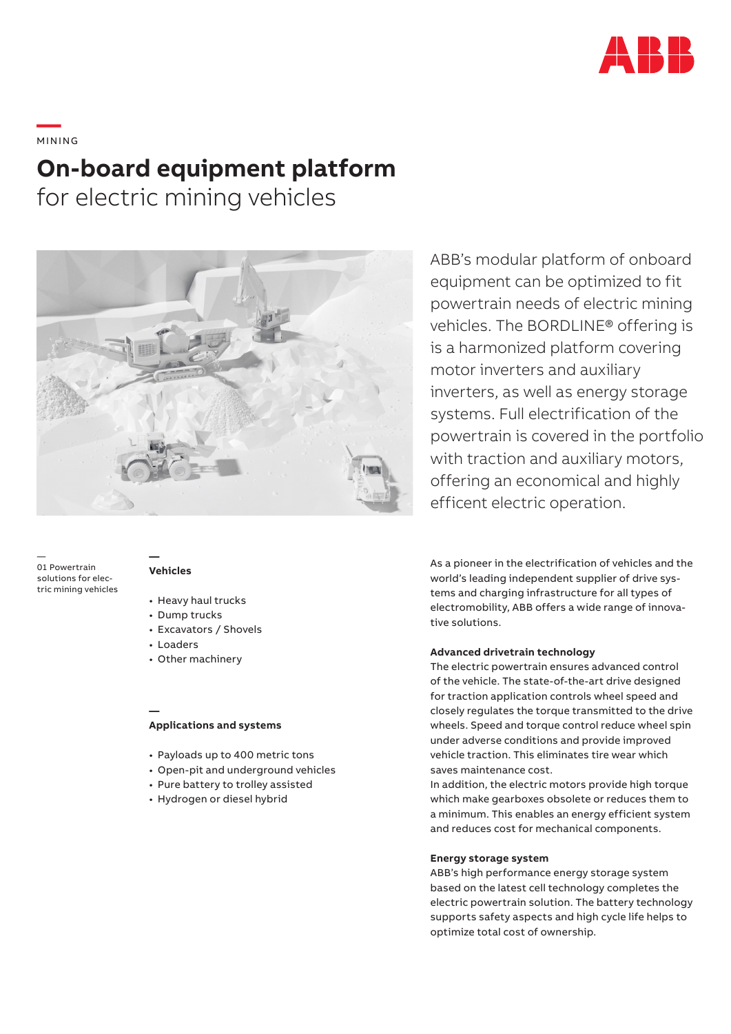MINING

# **On-board equipment platform** for electric mining vehicles

ABB's modular platform of onboard equipment can be optimized to fit powertrain needs of electric mining vehicles. The BORDLINE® offering is is a harmonized platform covering motor inverters and auxiliary inverters, as well as energy storage systems. Full electrification of the powertrain is covered in the portfolio with traction and auxiliary motors, offering an economical and highly efficent electric operation.

01 Powertrain solutions for electric mining vehicles

### Vehicles

- Heavy haul trucks
- Dump trucks
- Excavators / Shovels
- Loaders
- Other machinery

### Applications and systems

- Payloads up to 400 metric tons
- Open-pit and underground vehicles
- Pure battery to trolley assisted
- Hydrogen or diesel hybrid

As a pioneer in the electrification of vehicles and the world's leading independent supplier of drive systems and charging infrastructure for all types of electromobility, ABB offers a wide range of innovative solutions.

### Advanced drivetrain technology

The electric powertrain ensures advanced control of the vehicle. The state-of-the-art drive designed for traction application controls wheel speed and closely regulates the torque transmitted to the drive wheels. Speed and torque control reduce wheel spin under adverse conditions and provide improved vehicle traction. This eliminates tire wear which saves maintenance cost.
In addition, the electric motors provide high torque which make gearboxes obsolete or reduces them to a minimum. This enables an energy efficient system and reduces cost for mechanical components.

### Energy storage system

ABB's high performance energy storage system based on the latest cell technology completes the electric powertrain solution. The battery technology supports safety aspects and high cycle life helps to optimize total cost of ownership.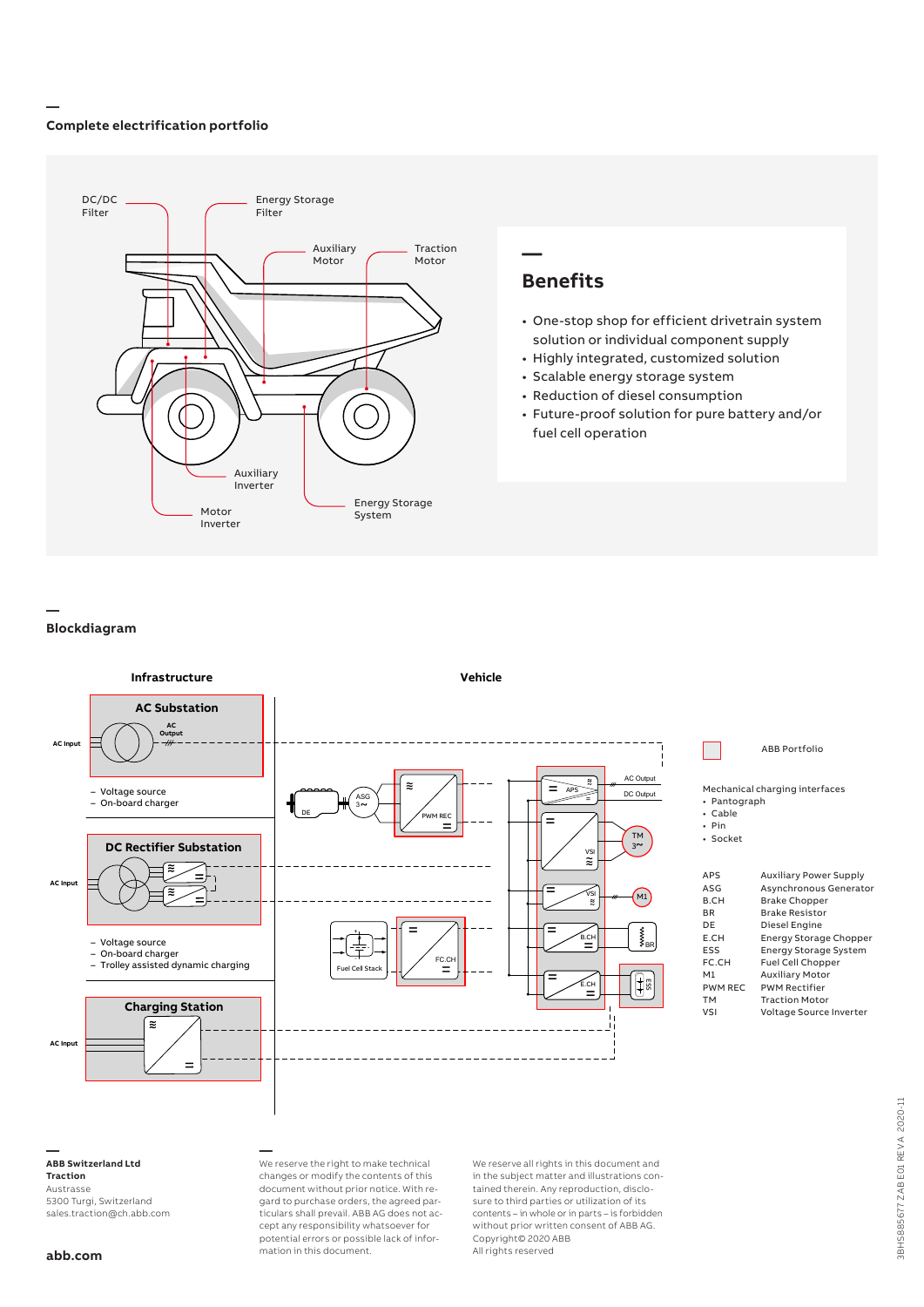## Complete electrification portfolio

DC/DC Filter

Energy Storage Filter

Auxiliary Motor

Traction Motor

Auxiliary Inverter

Motor Inverter

Energy Storage System

## Benefits

- One-stop shop for efficient drivetrain system solution or individual component supply
- Highly integrated, customized solution
- Scalable energy storage system
- Reduction of diesel consumption
- Future-proof solution for pure battery and/or fuel cell operation

## Blockdiagram

Infrastructure

Vehicle

AC Substation

AC Input

AC Output

- Voltage source
- On-board charger

DC Rectifier Substation

AC Input

- Voltage source
- On-board charger
- Trolley assisted dynamic charging

Charging Station

AC Input

DE

ASG 3~

PWM REC

Fuel Cell Stack

FC.CH

APS

AC Output

DC Output

VSI

TM 3~

VSI

M1

B.CH

BR

E.CH

ESS

ABB Portfolio

Mechanical charging interfaces
- Pantograph
- Cable
- Pin
- Socket

| | |
|---|---|
| APS | Auxiliary Power Supply |
| ASG | Asynchronous Generator |
| B.CH | Brake Chopper |
| BR | Brake Resistor |
| DE | Diesel Engine |
| E.CH | Energy Storage Chopper |
| ESS | Energy Storage System |
| FC.CH | Fuel Cell Chopper |
| M1 | Auxiliary Motor |
| PWM REC | PWM Rectifier |
| TM | Traction Motor |
| VSI | Voltage Source Inverter |

**ABB Switzerland Ltd**
**Traction**
Austrasse
5300 Turgi, Switzerland
sales.traction@ch.abb.com

**abb.com**

We reserve the right to make technical changes or modify the contents of this document without prior notice. With regard to purchase orders, the agreed particulars shall prevail. ABB AG does not accept any responsibility whatsoever for potential errors or possible lack of information in this document.

We reserve all rights in this document and in the subject matter and illustrations contained therein. Any reproduction, disclosure to third parties or utilization of its contents – in whole or in parts – is forbidden without prior written consent of ABB AG.
Copyright© 2020 ABB
All rights reserved

3BHS885677 ZAB E01 REV A 2020-11